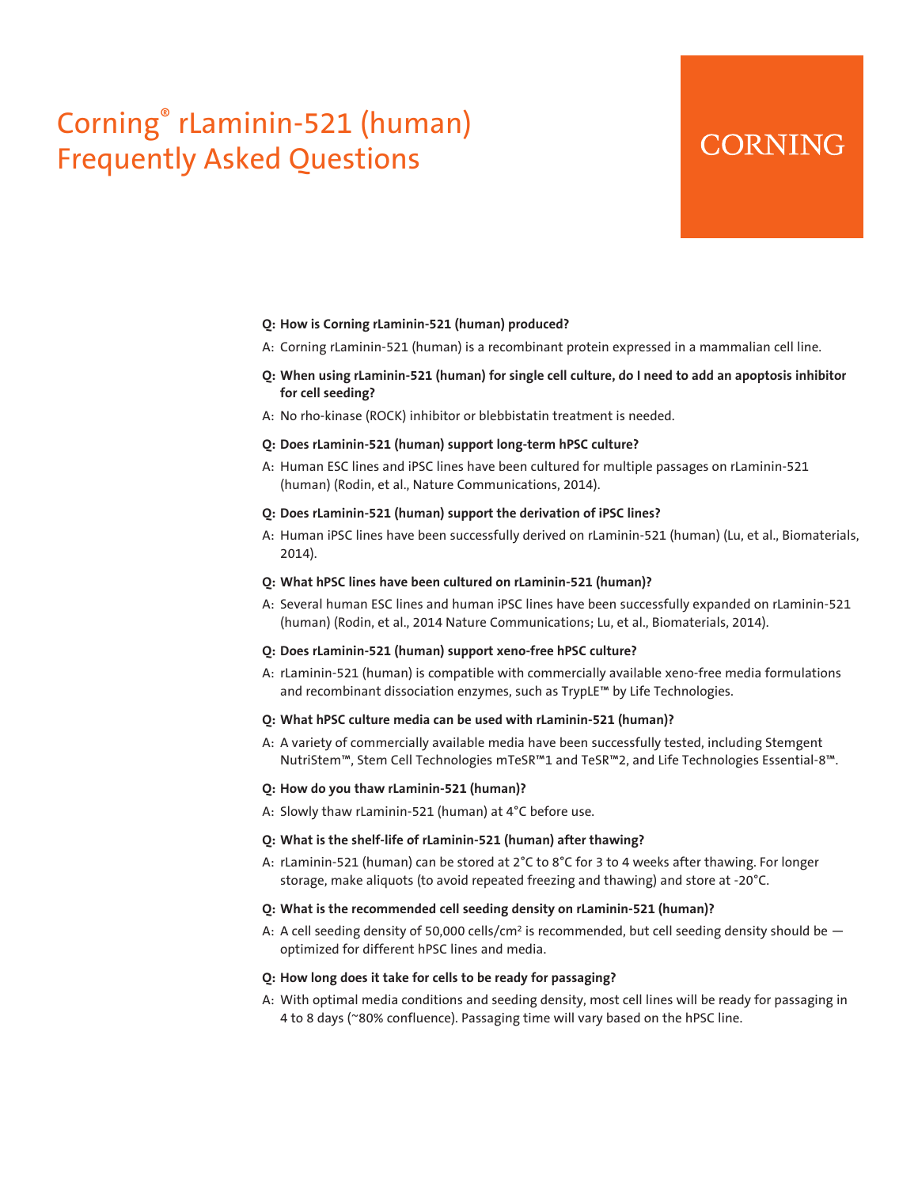# Corning® rLaminin-521 (human) Frequently Asked Questions

CORNING

**Q: How is Corning rLaminin-521 (human) produced?**

A: Corning rLaminin-521 (human) is a recombinant protein expressed in a mammalian cell line.

**Q: When using rLaminin-521 (human) for single cell culture, do I need to add an apoptosis inhibitor for cell seeding?**

A: No rho-kinase (ROCK) inhibitor or blebbistatin treatment is needed.

**Q: Does rLaminin-521 (human) support long-term hPSC culture?**

A: Human ESC lines and iPSC lines have been cultured for multiple passages on rLaminin-521 (human) (Rodin, et al., Nature Communications, 2014).

**Q: Does rLaminin-521 (human) support the derivation of iPSC lines?**

A: Human iPSC lines have been successfully derived on rLaminin-521 (human) (Lu, et al., Biomaterials, 2014).

**Q: What hPSC lines have been cultured on rLaminin-521 (human)?**

A: Several human ESC lines and human iPSC lines have been successfully expanded on rLaminin-521 (human) (Rodin, et al., 2014 Nature Communications; Lu, et al., Biomaterials, 2014).

**Q: Does rLaminin-521 (human) support xeno-free hPSC culture?**

A: rLaminin-521 (human) is compatible with commercially available xeno-free media formulations and recombinant dissociation enzymes, such as TrypLE™ by Life Technologies.

**Q: What hPSC culture media can be used with rLaminin-521 (human)?**

A: A variety of commercially available media have been successfully tested, including Stemgent NutriStem™, Stem Cell Technologies mTeSR™1 and TeSR™2, and Life Technologies Essential-8™.

**Q: How do you thaw rLaminin-521 (human)?**

A: Slowly thaw rLaminin-521 (human) at 4°C before use.

**Q: What is the shelf-life of rLaminin-521 (human) after thawing?**

A: rLaminin-521 (human) can be stored at 2°C to 8°C for 3 to 4 weeks after thawing. For longer storage, make aliquots (to avoid repeated freezing and thawing) and store at -20°C.

**Q: What is the recommended cell seeding density on rLaminin-521 (human)?**

A: A cell seeding density of 50,000 cells/cm$^2$ is recommended, but cell seeding density should be — optimized for different hPSC lines and media.

**Q: How long does it take for cells to be ready for passaging?**

A: With optimal media conditions and seeding density, most cell lines will be ready for passaging in 4 to 8 days (~80% confluence). Passaging time will vary based on the hPSC line.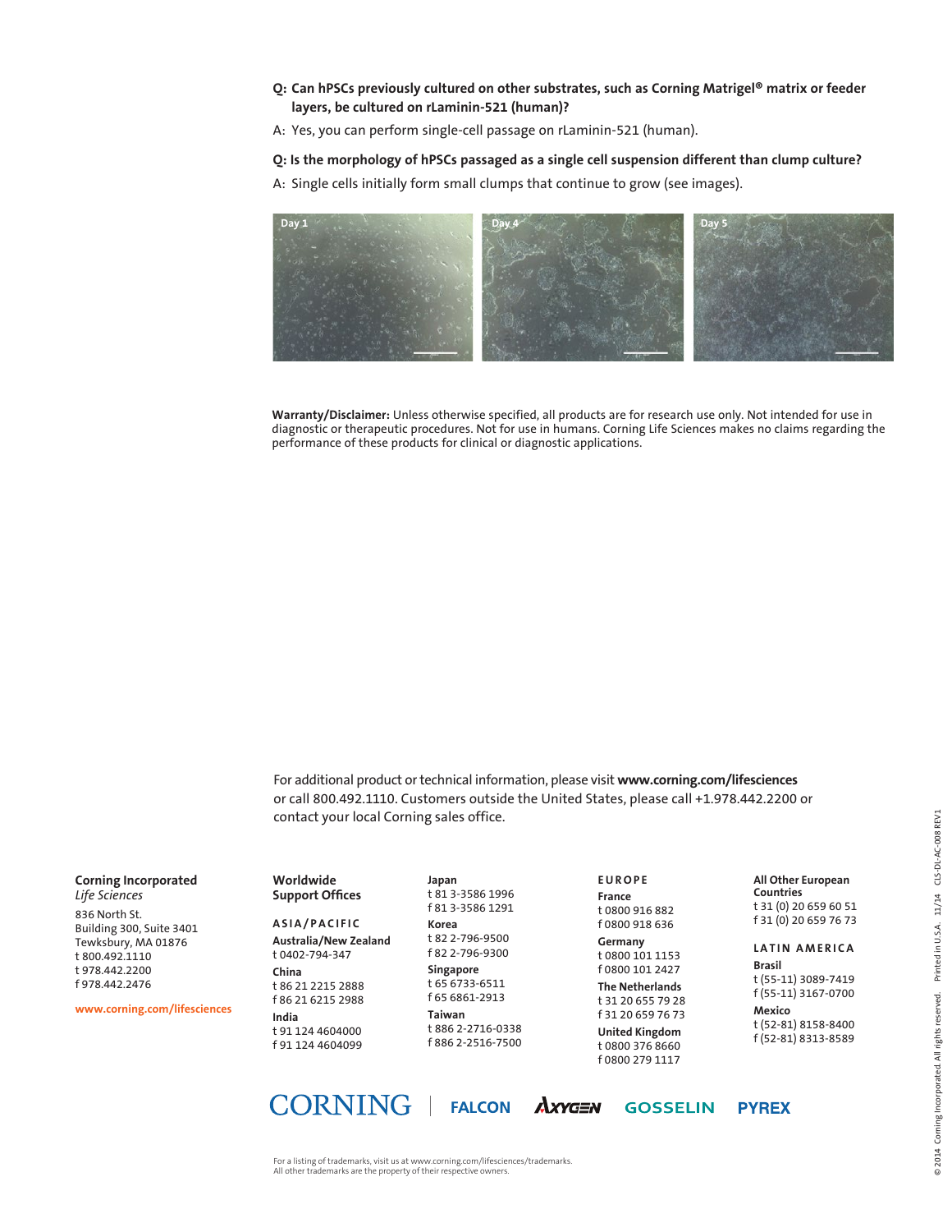**Q: Can hPSCs previously cultured on other substrates, such as Corning Matrigel® matrix or feeder layers, be cultured on rLaminin-521 (human)?**

A: Yes, you can perform single-cell passage on rLaminin-521 (human).

**Q: Is the morphology of hPSCs passaged as a single cell suspension different than clump culture?**

A: Single cells initially form small clumps that continue to grow (see images).

Day 1

Day 4

Day 5

**Warranty/Disclaimer:** Unless otherwise specified, all products are for research use only. Not intended for use in diagnostic or therapeutic procedures. Not for use in humans. Corning Life Sciences makes no claims regarding the performance of these products for clinical or diagnostic applications.

For additional product or technical information, please visit **www.corning.com/lifesciences** or call 800.492.1110. Customers outside the United States, please call +1.978.442.2200 or contact your local Corning sales office.

**Corning Incorporated**
*Life Sciences*
836 North St.
Building 300, Suite 3401
Tewksbury, MA 01876
t 800.492.1110
t 978.442.2200
f 978.442.2476

**www.corning.com/lifesciences**

**Worldwide Support Offices**

**ASIA/PACIFIC**

**Australia/New Zealand**
t 0402-794-347

**China**
t 86 21 2215 2888
f 86 21 6215 2988

**India**
t 91 124 4604000
f 91 124 4604099

**Japan**
t 81 3-3586 1996
f 81 3-3586 1291

**Korea**
t 82 2-796-9500
f 82 2-796-9300

**Singapore**
t 65 6733-6511
f 65 6861-2913

**Taiwan**
t 886 2-2716-0338
f 886 2-2516-7500

**EUROPE**

**France**
t 0800 916 882
f 0800 918 636

**Germany**
t 0800 101 1153
f 0800 101 2427

**The Netherlands**
t 31 20 655 79 28
f 31 20 659 76 73

**United Kingdom**
t 0800 376 8660
f 0800 279 1117

**All Other European Countries**
t 31 (0) 20 659 60 51
f 31 (0) 20 659 76 73

**LATIN AMERICA**

**Brasil**
t (55-11) 3089-7419
f (55-11) 3167-0700

**Mexico**
t (52-81) 8158-8400
f (52-81) 8313-8589

CORNING | FALCON AXYGEN GOSSELIN PYREX

For a listing of trademarks, visit us at www.corning.com/lifesciences/trademarks.
All other trademarks are the property of their respective owners.

© 2014 Corning Incorporated. All rights reserved. Printed in U.S.A. 11/14 CLS-DL-AC-008 REV1